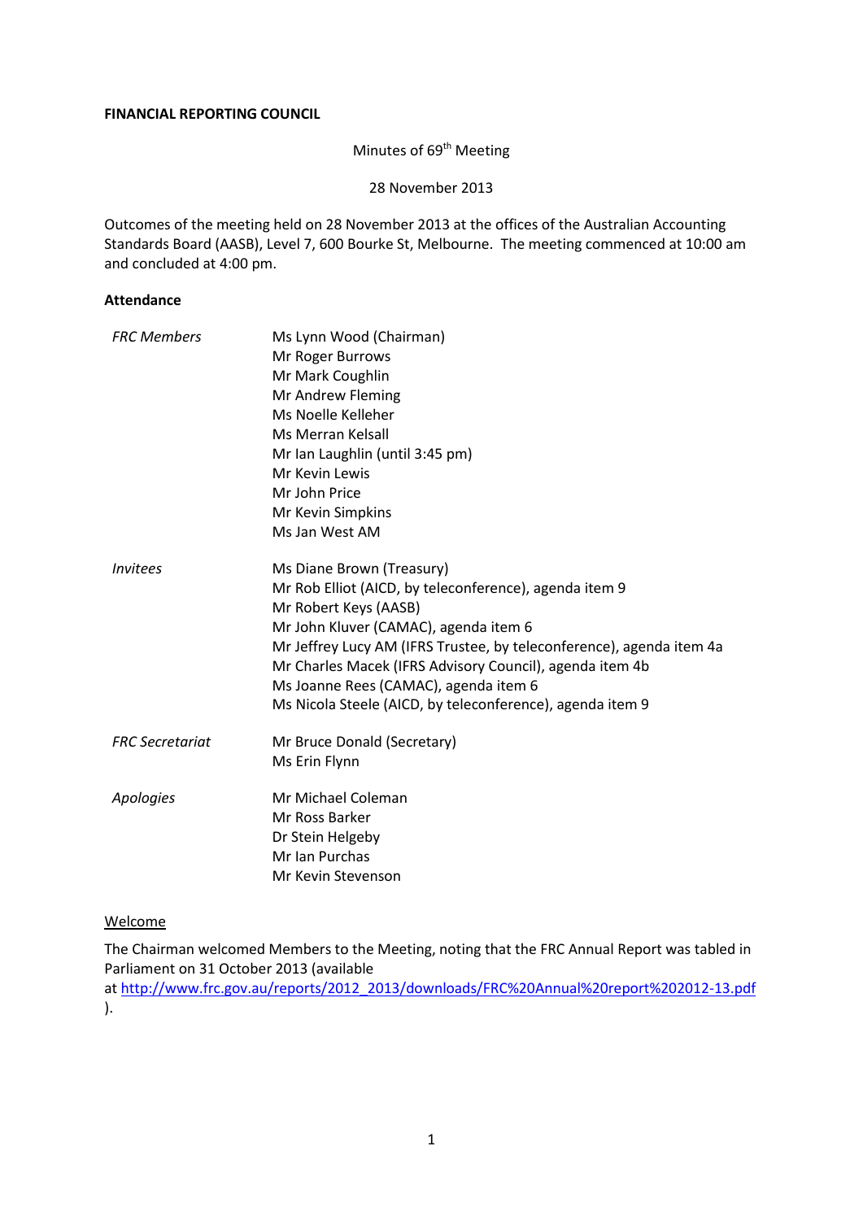**FINANCIAL REPORTING COUNCIL**

Minutes of 69th Meeting

28 November 2013

Outcomes of the meeting held on 28 November 2013 at the offices of the Australian Accounting Standards Board (AASB), Level 7, 600 Bourke St, Melbourne. The meeting commenced at 10:00 am and concluded at 4:00 pm.

**Attendance**

| | |
|---|---|
| *FRC Members* | Ms Lynn Wood (Chairman)<br>Mr Roger Burrows<br>Mr Mark Coughlin<br>Mr Andrew Fleming<br>Ms Noelle Kelleher<br>Ms Merran Kelsall<br>Mr Ian Laughlin (until 3:45 pm)<br>Mr Kevin Lewis<br>Mr John Price<br>Mr Kevin Simpkins<br>Ms Jan West AM |
| *Invitees* | Ms Diane Brown (Treasury)<br>Mr Rob Elliot (AICD, by teleconference), agenda item 9<br>Mr Robert Keys (AASB)<br>Mr John Kluver (CAMAC), agenda item 6<br>Mr Jeffrey Lucy AM (IFRS Trustee, by teleconference), agenda item 4a<br>Mr Charles Macek (IFRS Advisory Council), agenda item 4b<br>Ms Joanne Rees (CAMAC), agenda item 6<br>Ms Nicola Steele (AICD, by teleconference), agenda item 9 |
| *FRC Secretariat* | Mr Bruce Donald (Secretary)<br>Ms Erin Flynn |
| *Apologies* | Mr Michael Coleman<br>Mr Ross Barker<br>Dr Stein Helgeby<br>Mr Ian Purchas<br>Mr Kevin Stevenson |

Welcome

The Chairman welcomed Members to the Meeting, noting that the FRC Annual Report was tabled in Parliament on 31 October 2013 (available at http://www.frc.gov.au/reports/2012_2013/downloads/FRC%20Annual%20report%202012-13.pdf ).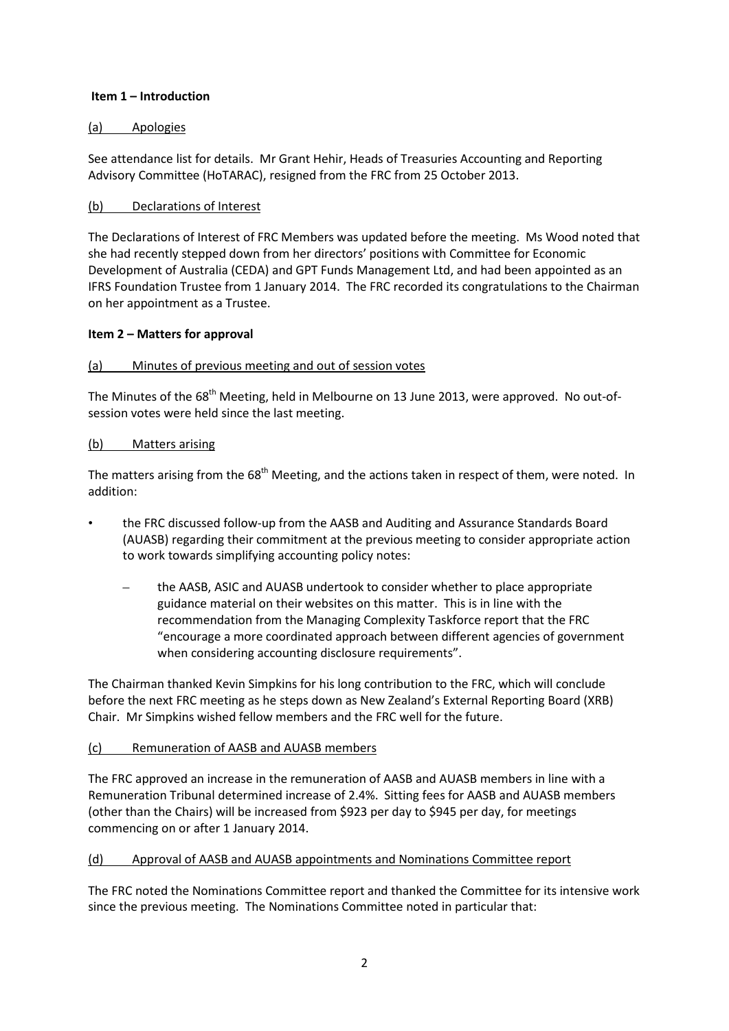**Item 1 – Introduction**

(a) Apologies

See attendance list for details. Mr Grant Hehir, Heads of Treasuries Accounting and Reporting Advisory Committee (HoTARAC), resigned from the FRC from 25 October 2013.

(b) Declarations of Interest

The Declarations of Interest of FRC Members was updated before the meeting. Ms Wood noted that she had recently stepped down from her directors' positions with Committee for Economic Development of Australia (CEDA) and GPT Funds Management Ltd, and had been appointed as an IFRS Foundation Trustee from 1 January 2014. The FRC recorded its congratulations to the Chairman on her appointment as a Trustee.

**Item 2 – Matters for approval**

(a) Minutes of previous meeting and out of session votes

The Minutes of the 68th Meeting, held in Melbourne on 13 June 2013, were approved. No out-of-session votes were held since the last meeting.

(b) Matters arising

The matters arising from the 68th Meeting, and the actions taken in respect of them, were noted. In addition:

- the FRC discussed follow-up from the AASB and Auditing and Assurance Standards Board (AUASB) regarding their commitment at the previous meeting to consider appropriate action to work towards simplifying accounting policy notes:
  - the AASB, ASIC and AUASB undertook to consider whether to place appropriate guidance material on their websites on this matter. This is in line with the recommendation from the Managing Complexity Taskforce report that the FRC "encourage a more coordinated approach between different agencies of government when considering accounting disclosure requirements".

The Chairman thanked Kevin Simpkins for his long contribution to the FRC, which will conclude before the next FRC meeting as he steps down as New Zealand's External Reporting Board (XRB) Chair. Mr Simpkins wished fellow members and the FRC well for the future.

(c) Remuneration of AASB and AUASB members

The FRC approved an increase in the remuneration of AASB and AUASB members in line with a Remuneration Tribunal determined increase of 2.4%. Sitting fees for AASB and AUASB members (other than the Chairs) will be increased from $923 per day to $945 per day, for meetings commencing on or after 1 January 2014.

(d) Approval of AASB and AUASB appointments and Nominations Committee report

The FRC noted the Nominations Committee report and thanked the Committee for its intensive work since the previous meeting. The Nominations Committee noted in particular that: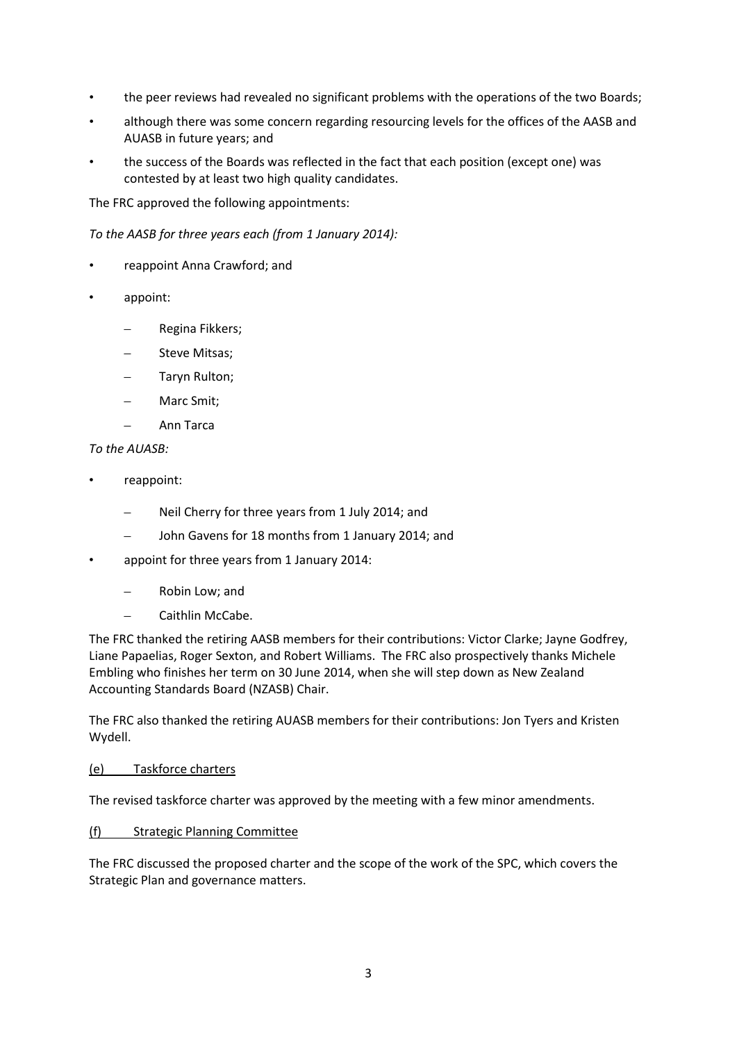- the peer reviews had revealed no significant problems with the operations of the two Boards;
- although there was some concern regarding resourcing levels for the offices of the AASB and AUASB in future years; and
- the success of the Boards was reflected in the fact that each position (except one) was contested by at least two high quality candidates.

The FRC approved the following appointments:

*To the AASB for three years each (from 1 January 2014):*

- reappoint Anna Crawford; and
- appoint:
  - Regina Fikkers;
  - Steve Mitsas;
  - Taryn Rulton;
  - Marc Smit;
  - Ann Tarca

*To the AUASB:*

- reappoint:
  - Neil Cherry for three years from 1 July 2014; and
  - John Gavens for 18 months from 1 January 2014; and
- appoint for three years from 1 January 2014:
  - Robin Low; and
  - Caithlin McCabe.

The FRC thanked the retiring AASB members for their contributions: Victor Clarke; Jayne Godfrey, Liane Papaelias, Roger Sexton, and Robert Williams. The FRC also prospectively thanks Michele Embling who finishes her term on 30 June 2014, when she will step down as New Zealand Accounting Standards Board (NZASB) Chair.

The FRC also thanked the retiring AUASB members for their contributions: Jon Tyers and Kristen Wydell.

(e) Taskforce charters

The revised taskforce charter was approved by the meeting with a few minor amendments.

(f) Strategic Planning Committee

The FRC discussed the proposed charter and the scope of the work of the SPC, which covers the Strategic Plan and governance matters.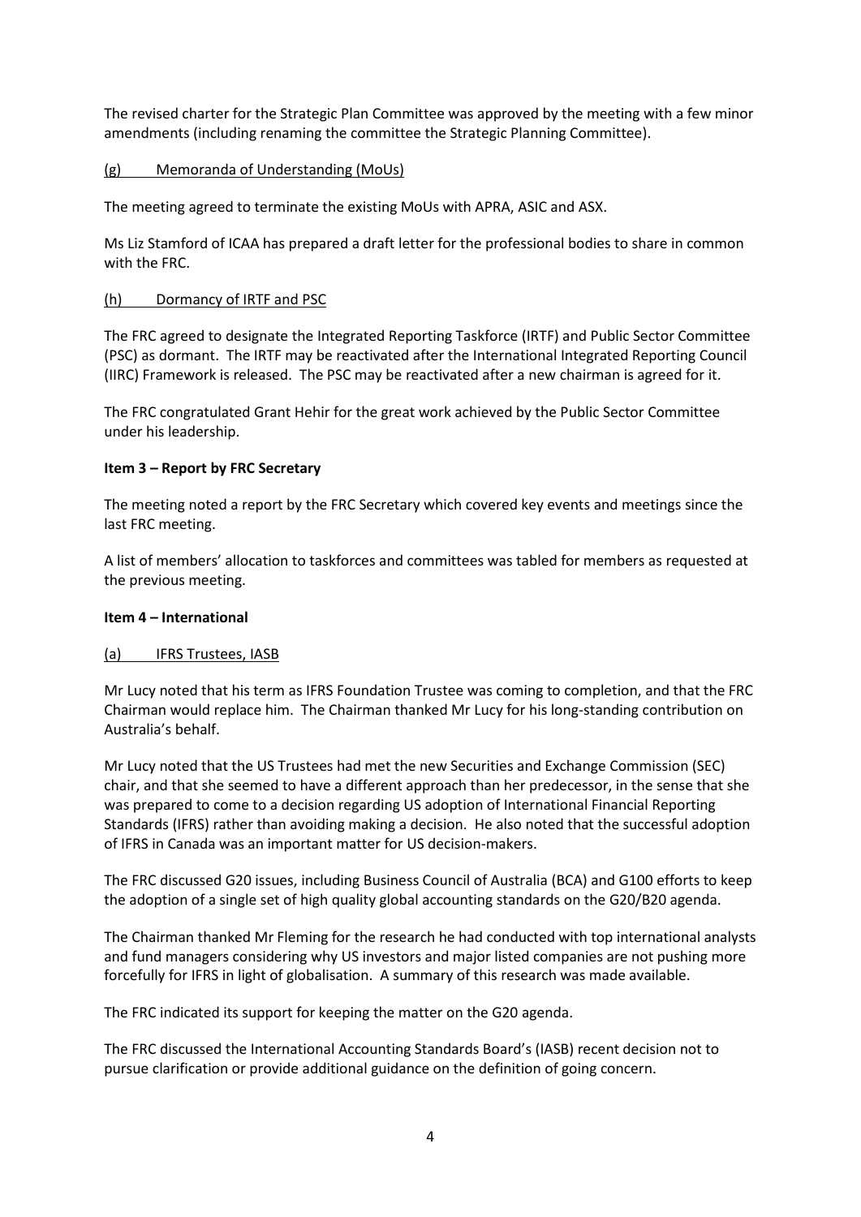The revised charter for the Strategic Plan Committee was approved by the meeting with a few minor amendments (including renaming the committee the Strategic Planning Committee).

(g) <u>Memoranda of Understanding (MoUs)</u>

The meeting agreed to terminate the existing MoUs with APRA, ASIC and ASX.

Ms Liz Stamford of ICAA has prepared a draft letter for the professional bodies to share in common with the FRC.

(h) <u>Dormancy of IRTF and PSC</u>

The FRC agreed to designate the Integrated Reporting Taskforce (IRTF) and Public Sector Committee (PSC) as dormant. The IRTF may be reactivated after the International Integrated Reporting Council (IIRC) Framework is released. The PSC may be reactivated after a new chairman is agreed for it.

The FRC congratulated Grant Hehir for the great work achieved by the Public Sector Committee under his leadership.

**Item 3 – Report by FRC Secretary**

The meeting noted a report by the FRC Secretary which covered key events and meetings since the last FRC meeting.

A list of members' allocation to taskforces and committees was tabled for members as requested at the previous meeting.

**Item 4 – International**

(a) <u>IFRS Trustees, IASB</u>

Mr Lucy noted that his term as IFRS Foundation Trustee was coming to completion, and that the FRC Chairman would replace him. The Chairman thanked Mr Lucy for his long-standing contribution on Australia's behalf.

Mr Lucy noted that the US Trustees had met the new Securities and Exchange Commission (SEC) chair, and that she seemed to have a different approach than her predecessor, in the sense that she was prepared to come to a decision regarding US adoption of International Financial Reporting Standards (IFRS) rather than avoiding making a decision. He also noted that the successful adoption of IFRS in Canada was an important matter for US decision-makers.

The FRC discussed G20 issues, including Business Council of Australia (BCA) and G100 efforts to keep the adoption of a single set of high quality global accounting standards on the G20/B20 agenda.

The Chairman thanked Mr Fleming for the research he had conducted with top international analysts and fund managers considering why US investors and major listed companies are not pushing more forcefully for IFRS in light of globalisation. A summary of this research was made available.

The FRC indicated its support for keeping the matter on the G20 agenda.

The FRC discussed the International Accounting Standards Board's (IASB) recent decision not to pursue clarification or provide additional guidance on the definition of going concern.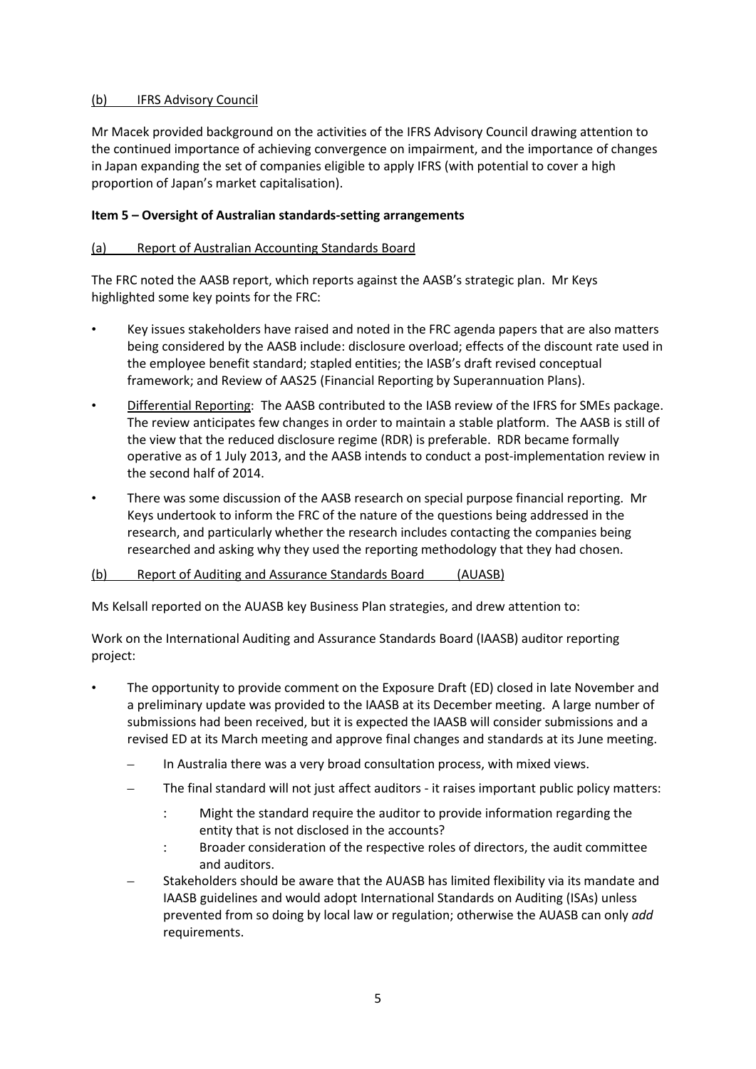(b) IFRS Advisory Council

Mr Macek provided background on the activities of the IFRS Advisory Council drawing attention to the continued importance of achieving convergence on impairment, and the importance of changes in Japan expanding the set of companies eligible to apply IFRS (with potential to cover a high proportion of Japan's market capitalisation).

**Item 5 – Oversight of Australian standards-setting arrangements**

(a) Report of Australian Accounting Standards Board

The FRC noted the AASB report, which reports against the AASB's strategic plan. Mr Keys highlighted some key points for the FRC:

- Key issues stakeholders have raised and noted in the FRC agenda papers that are also matters being considered by the AASB include: disclosure overload; effects of the discount rate used in the employee benefit standard; stapled entities; the IASB's draft revised conceptual framework; and Review of AAS25 (Financial Reporting by Superannuation Plans).
- Differential Reporting: The AASB contributed to the IASB review of the IFRS for SMEs package. The review anticipates few changes in order to maintain a stable platform. The AASB is still of the view that the reduced disclosure regime (RDR) is preferable. RDR became formally operative as of 1 July 2013, and the AASB intends to conduct a post-implementation review in the second half of 2014.
- There was some discussion of the AASB research on special purpose financial reporting. Mr Keys undertook to inform the FRC of the nature of the questions being addressed in the research, and particularly whether the research includes contacting the companies being researched and asking why they used the reporting methodology that they had chosen.

(b) Report of Auditing and Assurance Standards Board (AUASB)

Ms Kelsall reported on the AUASB key Business Plan strategies, and drew attention to:

Work on the International Auditing and Assurance Standards Board (IAASB) auditor reporting project:

- The opportunity to provide comment on the Exposure Draft (ED) closed in late November and a preliminary update was provided to the IAASB at its December meeting. A large number of submissions had been received, but it is expected the IAASB will consider submissions and a revised ED at its March meeting and approve final changes and standards at its June meeting.
  - In Australia there was a very broad consultation process, with mixed views.
  - The final standard will not just affect auditors - it raises important public policy matters:
    - Might the standard require the auditor to provide information regarding the entity that is not disclosed in the accounts?
    - Broader consideration of the respective roles of directors, the audit committee and auditors.
  - Stakeholders should be aware that the AUASB has limited flexibility via its mandate and IAASB guidelines and would adopt International Standards on Auditing (ISAs) unless prevented from so doing by local law or regulation; otherwise the AUASB can only *add* requirements.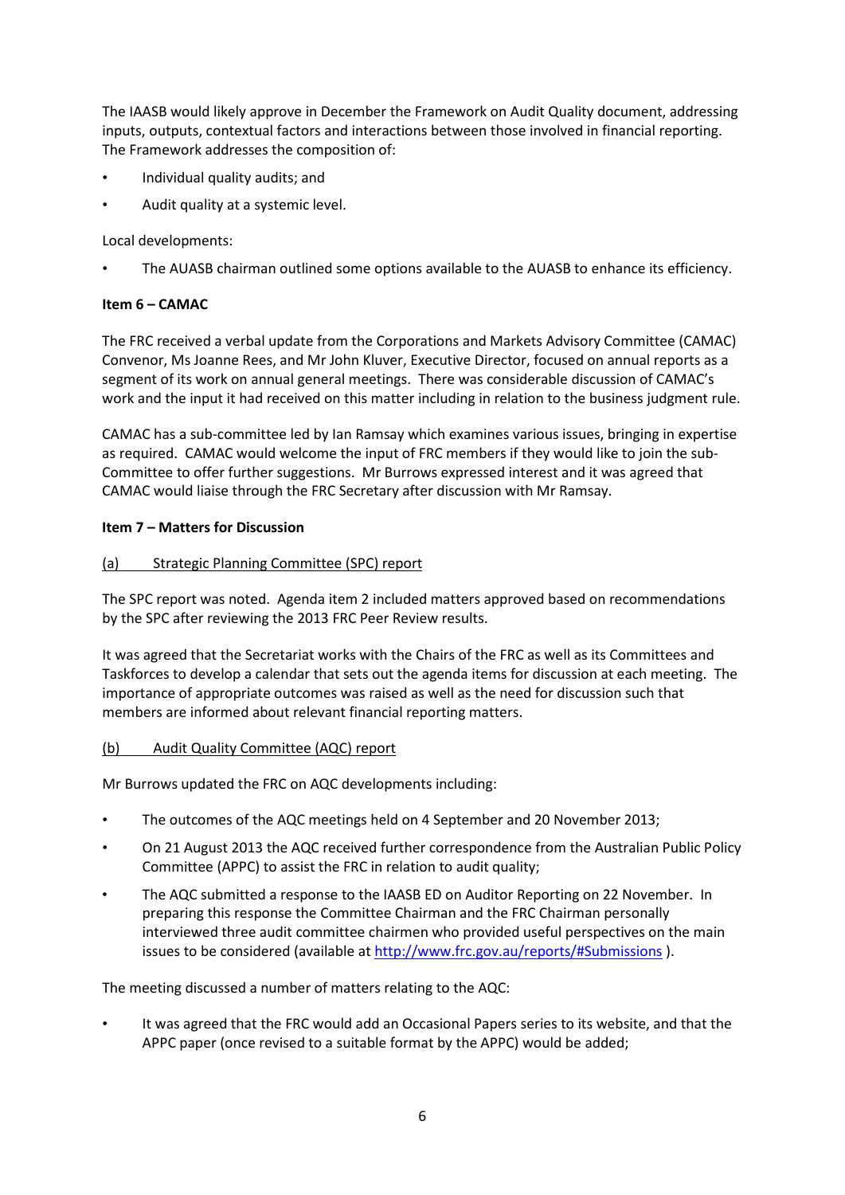The IAASB would likely approve in December the Framework on Audit Quality document, addressing inputs, outputs, contextual factors and interactions between those involved in financial reporting. The Framework addresses the composition of:

- Individual quality audits; and
- Audit quality at a systemic level.

Local developments:

- The AUASB chairman outlined some options available to the AUASB to enhance its efficiency.

**Item 6 – CAMAC**

The FRC received a verbal update from the Corporations and Markets Advisory Committee (CAMAC) Convenor, Ms Joanne Rees, and Mr John Kluver, Executive Director, focused on annual reports as a segment of its work on annual general meetings. There was considerable discussion of CAMAC's work and the input it had received on this matter including in relation to the business judgment rule.

CAMAC has a sub-committee led by Ian Ramsay which examines various issues, bringing in expertise as required. CAMAC would welcome the input of FRC members if they would like to join the sub-Committee to offer further suggestions. Mr Burrows expressed interest and it was agreed that CAMAC would liaise through the FRC Secretary after discussion with Mr Ramsay.

**Item 7 – Matters for Discussion**

<u>(a) Strategic Planning Committee (SPC) report</u>

The SPC report was noted. Agenda item 2 included matters approved based on recommendations by the SPC after reviewing the 2013 FRC Peer Review results.

It was agreed that the Secretariat works with the Chairs of the FRC as well as its Committees and Taskforces to develop a calendar that sets out the agenda items for discussion at each meeting. The importance of appropriate outcomes was raised as well as the need for discussion such that members are informed about relevant financial reporting matters.

<u>(b) Audit Quality Committee (AQC) report</u>

Mr Burrows updated the FRC on AQC developments including:

- The outcomes of the AQC meetings held on 4 September and 20 November 2013;
- On 21 August 2013 the AQC received further correspondence from the Australian Public Policy Committee (APPC) to assist the FRC in relation to audit quality;
- The AQC submitted a response to the IAASB ED on Auditor Reporting on 22 November. In preparing this response the Committee Chairman and the FRC Chairman personally interviewed three audit committee chairmen who provided useful perspectives on the main issues to be considered (available at http://www.frc.gov.au/reports/#Submissions ).

The meeting discussed a number of matters relating to the AQC:

- It was agreed that the FRC would add an Occasional Papers series to its website, and that the APPC paper (once revised to a suitable format by the APPC) would be added;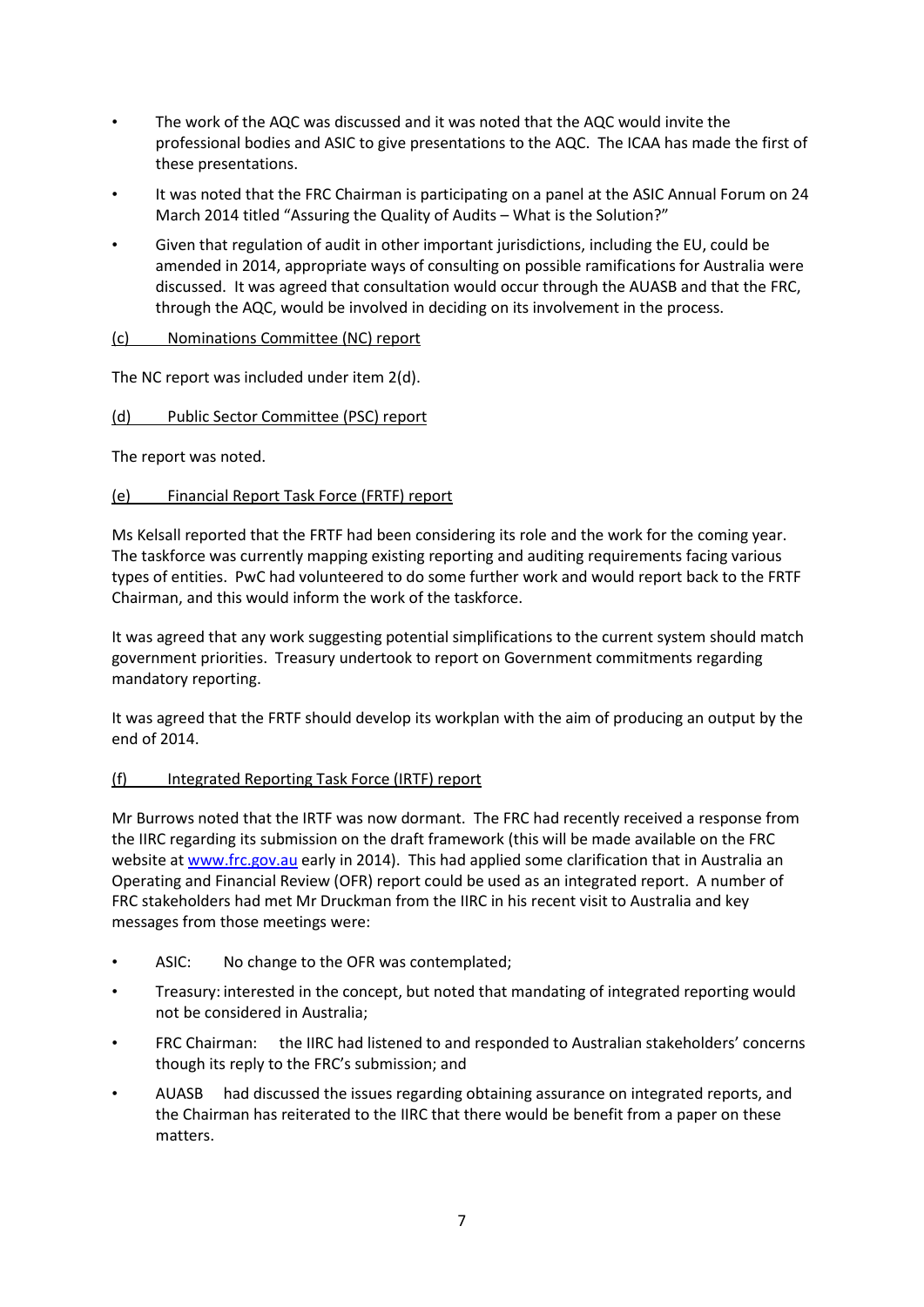- The work of the AQC was discussed and it was noted that the AQC would invite the professional bodies and ASIC to give presentations to the AQC. The ICAA has made the first of these presentations.
- It was noted that the FRC Chairman is participating on a panel at the ASIC Annual Forum on 24 March 2014 titled "Assuring the Quality of Audits – What is the Solution?"
- Given that regulation of audit in other important jurisdictions, including the EU, could be amended in 2014, appropriate ways of consulting on possible ramifications for Australia were discussed. It was agreed that consultation would occur through the AUASB and that the FRC, through the AQC, would be involved in deciding on its involvement in the process.

(c) Nominations Committee (NC) report

The NC report was included under item 2(d).

(d) Public Sector Committee (PSC) report

The report was noted.

(e) Financial Report Task Force (FRTF) report

Ms Kelsall reported that the FRTF had been considering its role and the work for the coming year. The taskforce was currently mapping existing reporting and auditing requirements facing various types of entities. PwC had volunteered to do some further work and would report back to the FRTF Chairman, and this would inform the work of the taskforce.

It was agreed that any work suggesting potential simplifications to the current system should match government priorities. Treasury undertook to report on Government commitments regarding mandatory reporting.

It was agreed that the FRTF should develop its workplan with the aim of producing an output by the end of 2014.

(f) Integrated Reporting Task Force (IRTF) report

Mr Burrows noted that the IRTF was now dormant. The FRC had recently received a response from the IIRC regarding its submission on the draft framework (this will be made available on the FRC website at www.frc.gov.au early in 2014). This had applied some clarification that in Australia an Operating and Financial Review (OFR) report could be used as an integrated report. A number of FRC stakeholders had met Mr Druckman from the IIRC in his recent visit to Australia and key messages from those meetings were:

- ASIC: No change to the OFR was contemplated;
- Treasury: interested in the concept, but noted that mandating of integrated reporting would not be considered in Australia;
- FRC Chairman: the IIRC had listened to and responded to Australian stakeholders' concerns though its reply to the FRC's submission; and
- AUASB had discussed the issues regarding obtaining assurance on integrated reports, and the Chairman has reiterated to the IIRC that there would be benefit from a paper on these matters.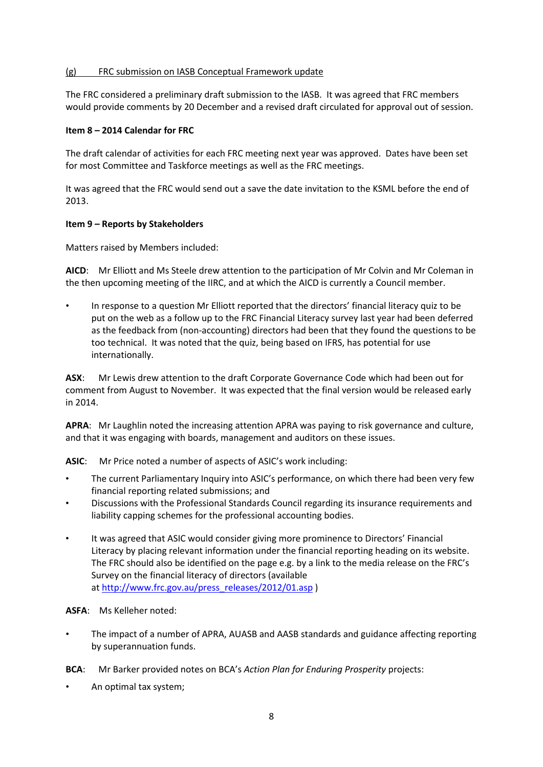(g) FRC submission on IASB Conceptual Framework update

The FRC considered a preliminary draft submission to the IASB. It was agreed that FRC members would provide comments by 20 December and a revised draft circulated for approval out of session.

**Item 8 – 2014 Calendar for FRC**

The draft calendar of activities for each FRC meeting next year was approved. Dates have been set for most Committee and Taskforce meetings as well as the FRC meetings.

It was agreed that the FRC would send out a save the date invitation to the KSML before the end of 2013.

**Item 9 – Reports by Stakeholders**

Matters raised by Members included:

**AICD**: Mr Elliott and Ms Steele drew attention to the participation of Mr Colvin and Mr Coleman in the then upcoming meeting of the IIRC, and at which the AICD is currently a Council member.

- In response to a question Mr Elliott reported that the directors' financial literacy quiz to be put on the web as a follow up to the FRC Financial Literacy survey last year had been deferred as the feedback from (non-accounting) directors had been that they found the questions to be too technical. It was noted that the quiz, being based on IFRS, has potential for use internationally.

**ASX**: Mr Lewis drew attention to the draft Corporate Governance Code which had been out for comment from August to November. It was expected that the final version would be released early in 2014.

**APRA**: Mr Laughlin noted the increasing attention APRA was paying to risk governance and culture, and that it was engaging with boards, management and auditors on these issues.

**ASIC**: Mr Price noted a number of aspects of ASIC's work including:

- The current Parliamentary Inquiry into ASIC's performance, on which there had been very few financial reporting related submissions; and
- Discussions with the Professional Standards Council regarding its insurance requirements and liability capping schemes for the professional accounting bodies.

- It was agreed that ASIC would consider giving more prominence to Directors' Financial Literacy by placing relevant information under the financial reporting heading on its website. The FRC should also be identified on the page e.g. by a link to the media release on the FRC's Survey on the financial literacy of directors (available at http://www.frc.gov.au/press_releases/2012/01.asp )

**ASFA**: Ms Kelleher noted:

- The impact of a number of APRA, AUASB and AASB standards and guidance affecting reporting by superannuation funds.

**BCA**: Mr Barker provided notes on BCA's *Action Plan for Enduring Prosperity* projects:

- An optimal tax system;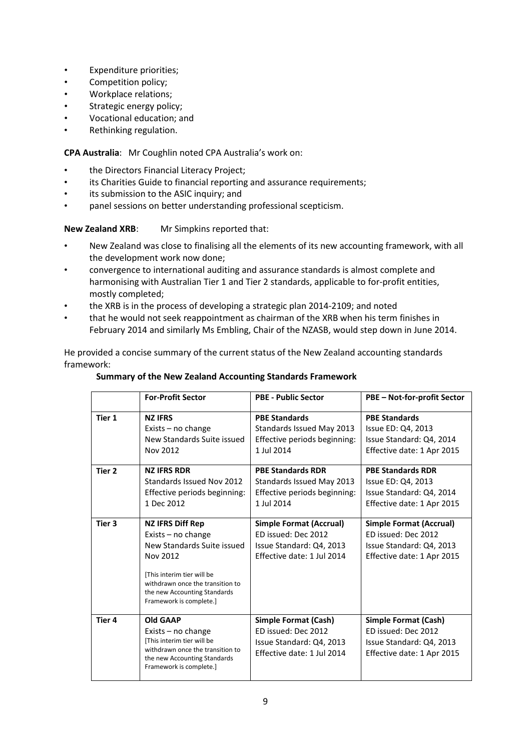- Expenditure priorities;
- Competition policy;
- Workplace relations;
- Strategic energy policy;
- Vocational education; and
- Rethinking regulation.

**CPA Australia**: Mr Coughlin noted CPA Australia's work on:

- the Directors Financial Literacy Project;
- its Charities Guide to financial reporting and assurance requirements;
- its submission to the ASIC inquiry; and
- panel sessions on better understanding professional scepticism.

**New Zealand XRB**: Mr Simpkins reported that:

- New Zealand was close to finalising all the elements of its new accounting framework, with all the development work now done;
- convergence to international auditing and assurance standards is almost complete and harmonising with Australian Tier 1 and Tier 2 standards, applicable to for-profit entities, mostly completed;
- the XRB is in the process of developing a strategic plan 2014-2109; and noted
- that he would not seek reappointment as chairman of the XRB when his term finishes in February 2014 and similarly Ms Embling, Chair of the NZASB, would step down in June 2014.

He provided a concise summary of the current status of the New Zealand accounting standards framework:

**Summary of the New Zealand Accounting Standards Framework**

| | **For-Profit Sector** | **PBE - Public Sector** | **PBE – Not-for-profit Sector** |
|---|---|---|---|
| **Tier 1** | **NZ IFRS**<br>Exists – no change<br>New Standards Suite issued Nov 2012 | **PBE Standards**<br>Standards Issued May 2013<br>Effective periods beginning: 1 Jul 2014 | **PBE Standards**<br>Issue ED: Q4, 2013<br>Issue Standard: Q4, 2014<br>Effective date: 1 Apr 2015 |
| **Tier 2** | **NZ IFRS RDR**<br>Standards Issued Nov 2012<br>Effective periods beginning: 1 Dec 2012 | **PBE Standards RDR**<br>Standards Issued May 2013<br>Effective periods beginning: 1 Jul 2014 | **PBE Standards RDR**<br>Issue ED: Q4, 2013<br>Issue Standard: Q4, 2014<br>Effective date: 1 Apr 2015 |
| **Tier 3** | **NZ IFRS Diff Rep**<br>Exists – no change<br>New Standards Suite issued Nov 2012<br>[This interim tier will be withdrawn once the transition to the new Accounting Standards Framework is complete.] | **Simple Format (Accrual)**<br>ED issued: Dec 2012<br>Issue Standard: Q4, 2013<br>Effective date: 1 Jul 2014 | **Simple Format (Accrual)**<br>ED issued: Dec 2012<br>Issue Standard: Q4, 2013<br>Effective date: 1 Apr 2015 |
| **Tier 4** | **Old GAAP**<br>Exists – no change<br>[This interim tier will be withdrawn once the transition to the new Accounting Standards Framework is complete.] | **Simple Format (Cash)**<br>ED issued: Dec 2012<br>Issue Standard: Q4, 2013<br>Effective date: 1 Jul 2014 | **Simple Format (Cash)**<br>ED issued: Dec 2012<br>Issue Standard: Q4, 2013<br>Effective date: 1 Apr 2015 |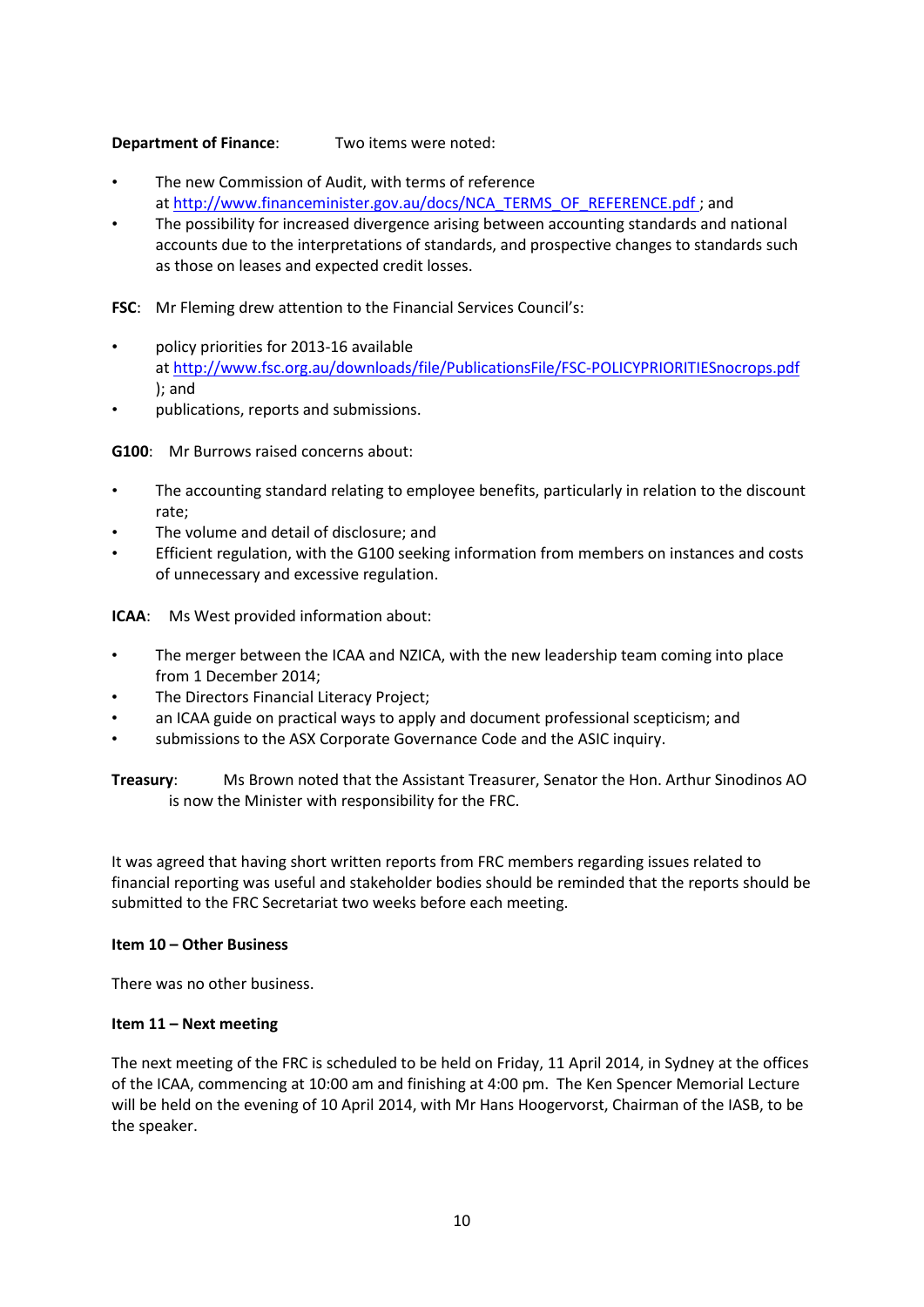**Department of Finance**: Two items were noted:

- The new Commission of Audit, with terms of reference at http://www.financeminister.gov.au/docs/NCA_TERMS_OF_REFERENCE.pdf ; and
- The possibility for increased divergence arising between accounting standards and national accounts due to the interpretations of standards, and prospective changes to standards such as those on leases and expected credit losses.

**FSC**: Mr Fleming drew attention to the Financial Services Council's:

- policy priorities for 2013-16 available at http://www.fsc.org.au/downloads/file/PublicationsFile/FSC-POLICYPRIORITIESnocrops.pdf ); and
- publications, reports and submissions.

**G100**: Mr Burrows raised concerns about:

- The accounting standard relating to employee benefits, particularly in relation to the discount rate;
- The volume and detail of disclosure; and
- Efficient regulation, with the G100 seeking information from members on instances and costs of unnecessary and excessive regulation.

**ICAA**: Ms West provided information about:

- The merger between the ICAA and NZICA, with the new leadership team coming into place from 1 December 2014;
- The Directors Financial Literacy Project;
- an ICAA guide on practical ways to apply and document professional scepticism; and
- submissions to the ASX Corporate Governance Code and the ASIC inquiry.

**Treasury**: Ms Brown noted that the Assistant Treasurer, Senator the Hon. Arthur Sinodinos AO is now the Minister with responsibility for the FRC.

It was agreed that having short written reports from FRC members regarding issues related to financial reporting was useful and stakeholder bodies should be reminded that the reports should be submitted to the FRC Secretariat two weeks before each meeting.

**Item 10 – Other Business**

There was no other business.

**Item 11 – Next meeting**

The next meeting of the FRC is scheduled to be held on Friday, 11 April 2014, in Sydney at the offices of the ICAA, commencing at 10:00 am and finishing at 4:00 pm. The Ken Spencer Memorial Lecture will be held on the evening of 10 April 2014, with Mr Hans Hoogervorst, Chairman of the IASB, to be the speaker.